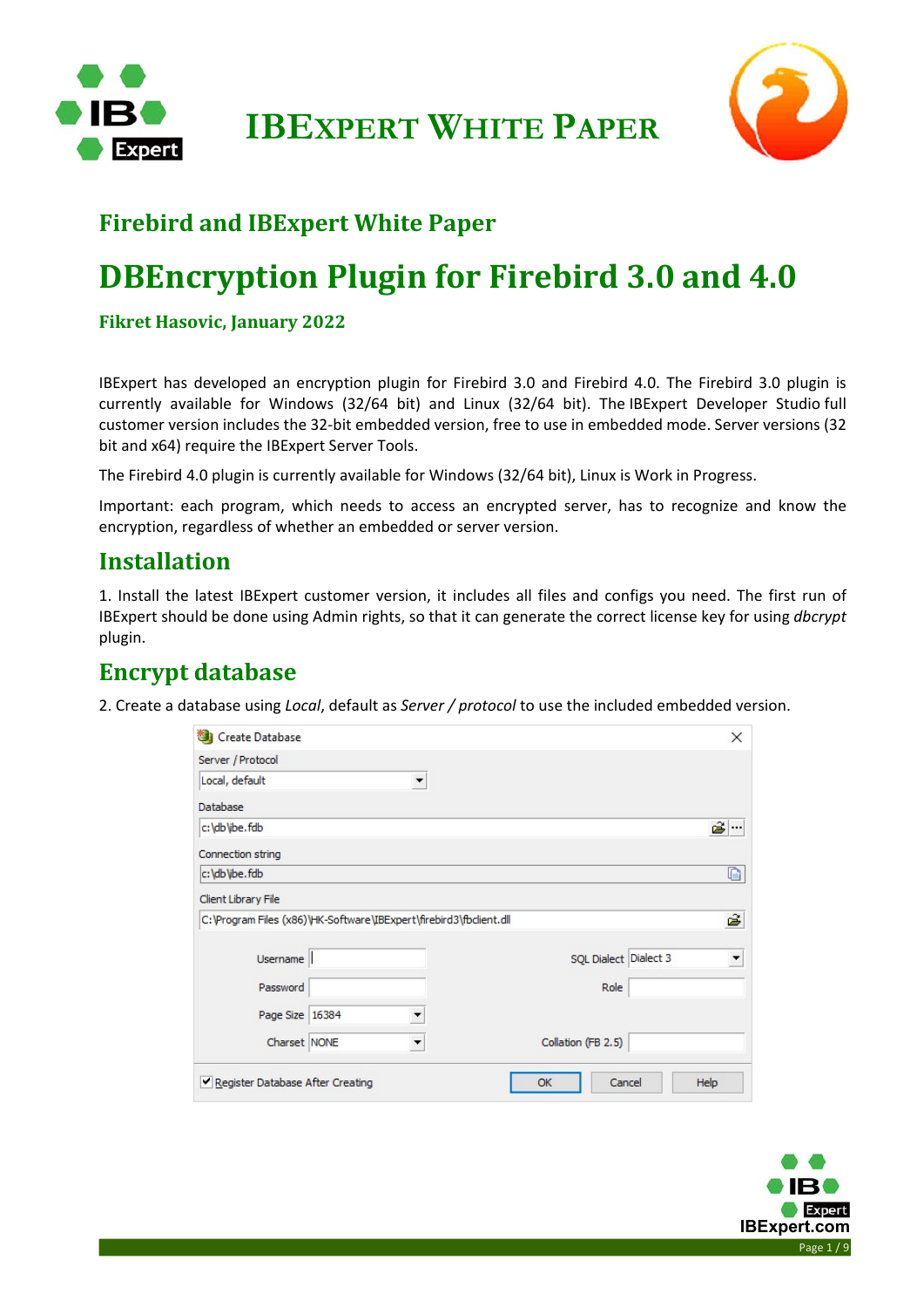# IBExpert White Paper

## Firebird and IBExpert White Paper

# DBEncryption Plugin for Firebird 3.0 and 4.0

**Fikret Hasovic, January 2022**

IBExpert has developed an encryption plugin for Firebird 3.0 and Firebird 4.0. The Firebird 3.0 plugin is currently available for Windows (32/64 bit) and Linux (32/64 bit). The IBExpert Developer Studio full customer version includes the 32-bit embedded version, free to use in embedded mode. Server versions (32 bit and x64) require the IBExpert Server Tools.

The Firebird 4.0 plugin is currently available for Windows (32/64 bit), Linux is Work in Progress.

Important: each program, which needs to access an encrypted server, has to recognize and know the encryption, regardless of whether an embedded or server version.

## Installation

1. Install the latest IBExpert customer version, it includes all files and configs you need. The first run of IBExpert should be done using Admin rights, so that it can generate the correct license key for using *dbcrypt* plugin.

## Encrypt database

2. Create a database using *Local*, default as *Server / protocol* to use the included embedded version.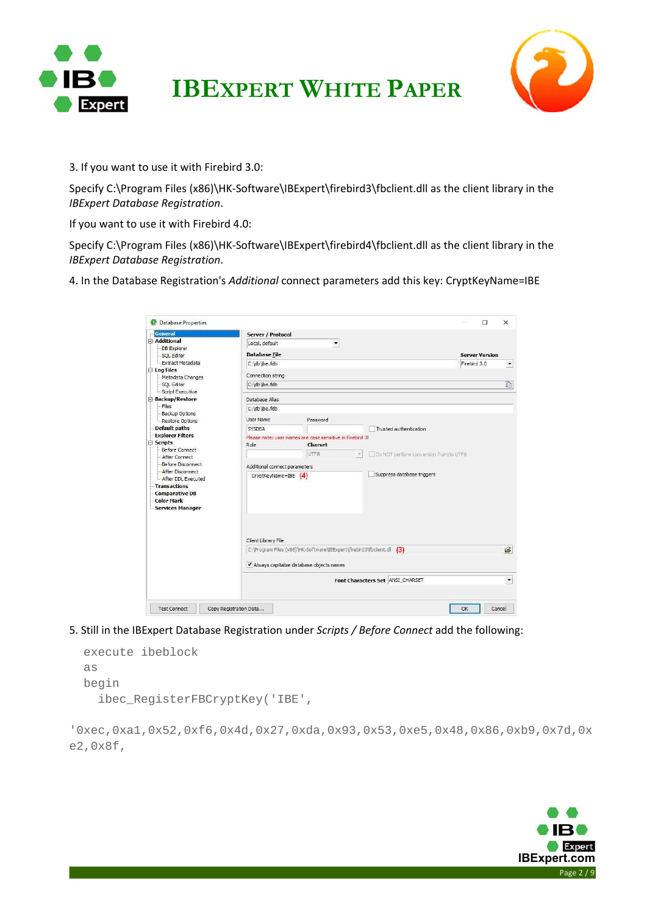3. If you want to use it with Firebird 3.0:

Specify C:\Program Files (x86)\HK-Software\IBExpert\firebird3\fbclient.dll as the client library in the *IBExpert Database Registration*.

If you want to use it with Firebird 4.0:

Specify C:\Program Files (x86)\HK-Software\IBExpert\firebird4\fbclient.dll as the client library in the *IBExpert Database Registration*.

4. In the Database Registration's *Additional* connect parameters add this key: CryptKeyName=IBE

5. Still in the IBExpert Database Registration under *Scripts / Before Connect* add the following:

```
execute ibeblock
as
begin
  ibec_RegisterFBCryptKey('IBE',
'0xec,0xa1,0x52,0xf6,0x4d,0x27,0xda,0x93,0x53,0xe5,0x48,0x86,0xb9,0x7d,0x
e2,0x8f,
```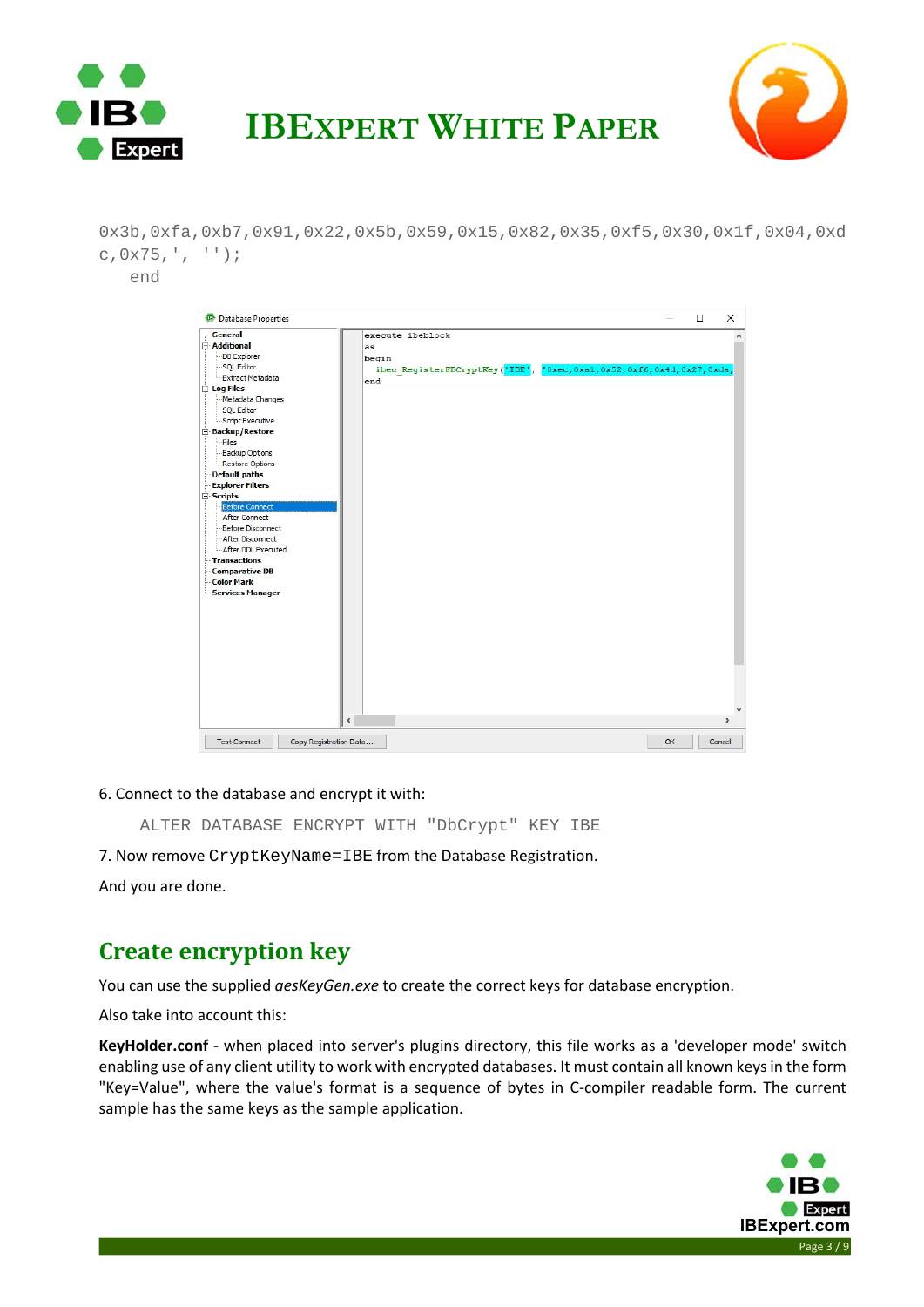```
0x3b,0xfa,0xb7,0x91,0x22,0x5b,0x59,0x15,0x82,0x35,0xf5,0x30,0x1f,0x04,0xd
c,0x75,', '');
   end
```

6. Connect to the database and encrypt it with:

```
ALTER DATABASE ENCRYPT WITH "DbCrypt" KEY IBE
```

7. Now remove `CryptKeyName=IBE` from the Database Registration.

And you are done.

## Create encryption key

You can use the supplied *aesKeyGen.exe* to create the correct keys for database encryption.

Also take into account this:

**KeyHolder.conf** - when placed into server's plugins directory, this file works as a 'developer mode' switch enabling use of any client utility to work with encrypted databases. It must contain all known keys in the form "Key=Value", where the value's format is a sequence of bytes in C-compiler readable form. The current sample has the same keys as the sample application.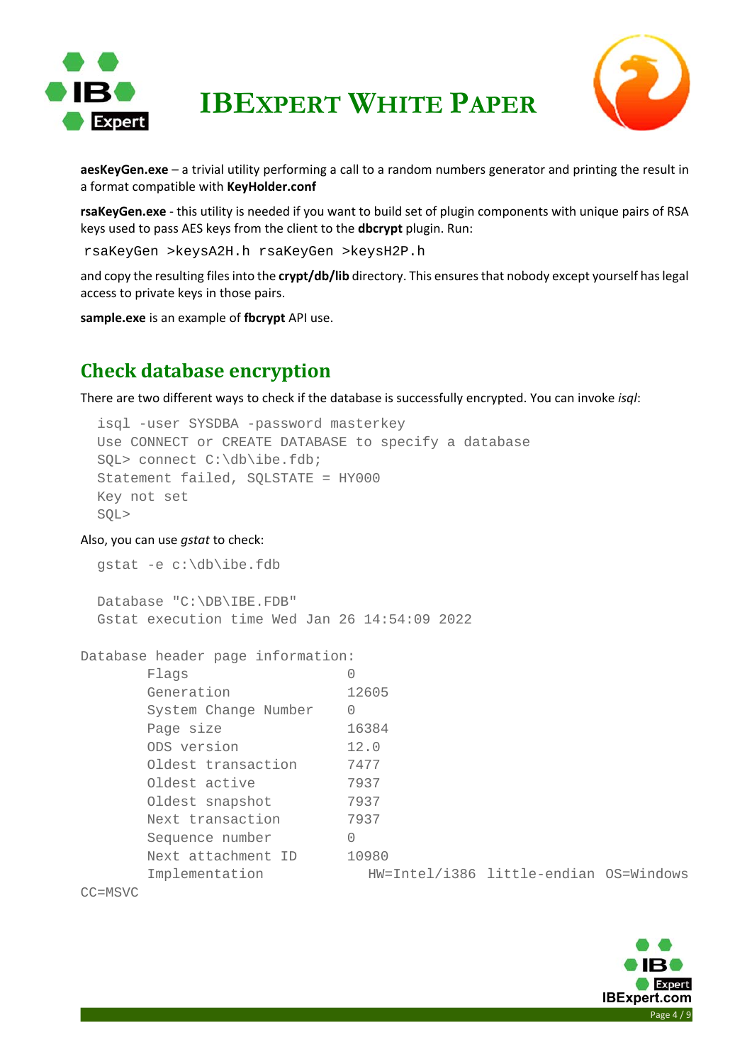**aesKeyGen.exe** – a trivial utility performing a call to a random numbers generator and printing the result in a format compatible with **KeyHolder.conf**

**rsaKeyGen.exe** - this utility is needed if you want to build set of plugin components with unique pairs of RSA keys used to pass AES keys from the client to the **dbcrypt** plugin. Run:

```
rsaKeyGen >keysA2H.h rsaKeyGen >keysH2P.h
```

and copy the resulting files into the **crypt/db/lib** directory. This ensures that nobody except yourself has legal access to private keys in those pairs.

**sample.exe** is an example of **fbcrypt** API use.

## Check database encryption

There are two different ways to check if the database is successfully encrypted. You can invoke *isql*:

```
isql -user SYSDBA -password masterkey
Use CONNECT or CREATE DATABASE to specify a database
SQL> connect C:\db\ibe.fdb;
Statement failed, SQLSTATE = HY000
Key not set
SQL>
```

Also, you can use *gstat* to check:

```
gstat -e c:\db\ibe.fdb

Database "C:\DB\IBE.FDB"
Gstat execution time Wed Jan 26 14:54:09 2022

Database header page information:
        Flags                   0
        Generation              12605
        System Change Number    0
        Page size               16384
        ODS version             12.0
        Oldest transaction      7477
        Oldest active           7937
        Oldest snapshot         7937
        Next transaction        7937
        Sequence number         0
        Next attachment ID      10980
        Implementation          HW=Intel/i386 little-endian OS=Windows
CC=MSVC
```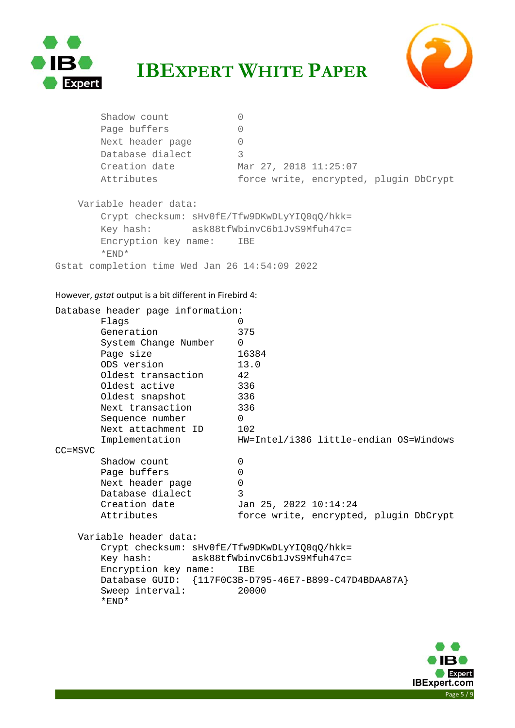```
        Shadow count            0
        Page buffers            0
        Next header page        0
        Database dialect        3
        Creation date           Mar 27, 2018 11:25:07
        Attributes              force write, encrypted, plugin DbCrypt

    Variable header data:
        Crypt checksum: sHv0fE/Tfw9DKwDLyYIQ0qQ/hkk=
        Key hash:       ask88tfWbinvC6b1JvS9Mfuh47c=
        Encryption key name:    IBE
        *END*
Gstat completion time Wed Jan 26 14:54:09 2022
```

However, *gstat* output is a bit different in Firebird 4:

```
Database header page information:
        Flags                   0
        Generation              375
        System Change Number    0
        Page size               16384
        ODS version             13.0
        Oldest transaction      42
        Oldest active           336
        Oldest snapshot         336
        Next transaction        336
        Sequence number         0
        Next attachment ID      102
        Implementation          HW=Intel/i386 little-endian OS=Windows
CC=MSVC
        Shadow count            0
        Page buffers            0
        Next header page        0
        Database dialect        3
        Creation date           Jan 25, 2022 10:14:24
        Attributes              force write, encrypted, plugin DbCrypt

    Variable header data:
        Crypt checksum: sHv0fE/Tfw9DKwDLyYIQ0qQ/hkk=
        Key hash:       ask88tfWbinvC6b1JvS9Mfuh47c=
        Encryption key name:    IBE
        Database GUID:  {117F0C3B-D795-46E7-B899-C47D4BDAA87A}
        Sweep interval:         20000
        *END*
```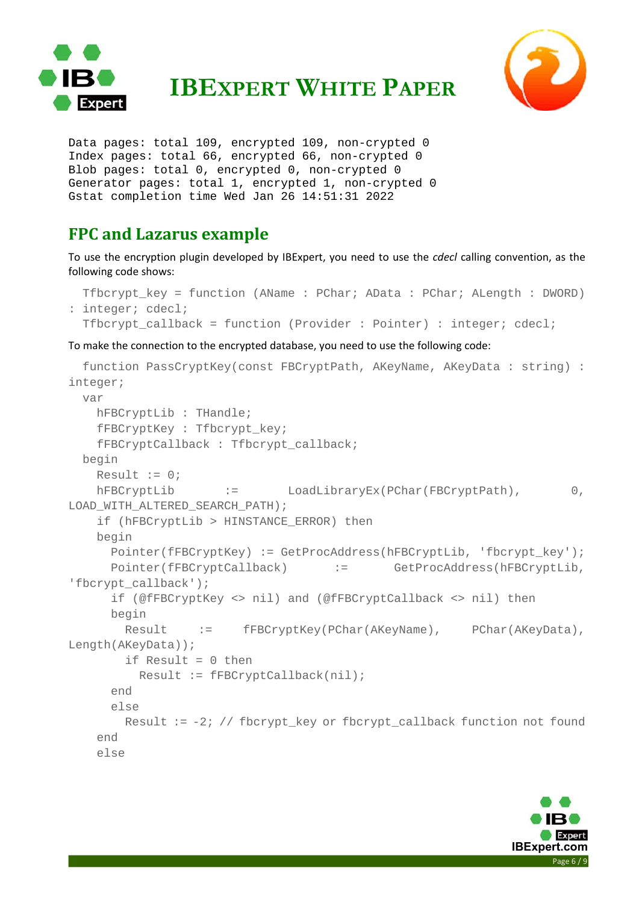```
Data pages: total 109, encrypted 109, non-crypted 0
Index pages: total 66, encrypted 66, non-crypted 0
Blob pages: total 0, encrypted 0, non-crypted 0
Generator pages: total 1, encrypted 1, non-crypted 0
Gstat completion time Wed Jan 26 14:51:31 2022
```

## FPC and Lazarus example

To use the encryption plugin developed by IBExpert, you need to use the *cdecl* calling convention, as the following code shows:

```
  Tfbcrypt_key = function (AName : PChar; AData : PChar; ALength : DWORD)
: integer; cdecl;
  Tfbcrypt_callback = function (Provider : Pointer) : integer; cdecl;
```

To make the connection to the encrypted database, you need to use the following code:

```
  function PassCryptKey(const FBCryptPath, AKeyName, AKeyData : string) :
integer;
  var
    hFBCryptLib : THandle;
    fFBCryptKey : Tfbcrypt_key;
    fFBCryptCallback : Tfbcrypt_callback;
  begin
    Result := 0;
    hFBCryptLib       :=       LoadLibraryEx(PChar(FBCryptPath),       0,
LOAD_WITH_ALTERED_SEARCH_PATH);
    if (hFBCryptLib > HINSTANCE_ERROR) then
    begin
      Pointer(fFBCryptKey) := GetProcAddress(hFBCryptLib, 'fbcrypt_key');
      Pointer(fFBCryptCallback)       :=       GetProcAddress(hFBCryptLib,
'fbcrypt_callback');
      if (@fFBCryptKey <> nil) and (@fFBCryptCallback <> nil) then
      begin
        Result     :=     fFBCryptKey(PChar(AKeyName),     PChar(AKeyData),
Length(AKeyData));
        if Result = 0 then
          Result := fFBCryptCallback(nil);
      end
      else
        Result := -2; // fbcrypt_key or fbcrypt_callback function not found
    end
    else
```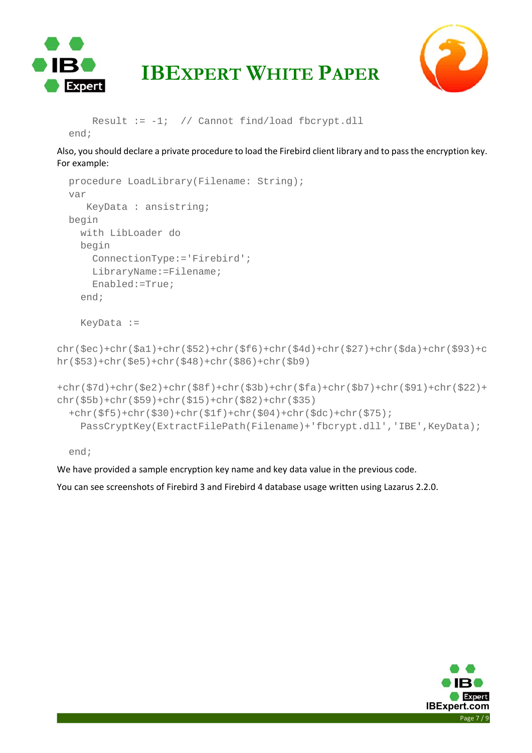```
    Result := -1;  // Cannot find/load fbcrypt.dll
  end;
```

Also, you should declare a private procedure to load the Firebird client library and to pass the encryption key. For example:

```
  procedure LoadLibrary(Filename: String);
  var
     KeyData : ansistring;
  begin
    with LibLoader do
    begin
      ConnectionType:='Firebird';
      LibraryName:=Filename;
      Enabled:=True;
    end;

    KeyData :=

chr($ec)+chr($a1)+chr($52)+chr($f6)+chr($4d)+chr($27)+chr($da)+chr($93)+c
hr($53)+chr($e5)+chr($48)+chr($86)+chr($b9)

+chr($7d)+chr($e2)+chr($8f)+chr($3b)+chr($fa)+chr($b7)+chr($91)+chr($22)+
chr($5b)+chr($59)+chr($15)+chr($82)+chr($35)
  +chr($f5)+chr($30)+chr($1f)+chr($04)+chr($dc)+chr($75);
    PassCryptKey(ExtractFilePath(Filename)+'fbcrypt.dll','IBE',KeyData);

  end;
```

We have provided a sample encryption key name and key data value in the previous code.

You can see screenshots of Firebird 3 and Firebird 4 database usage written using Lazarus 2.2.0.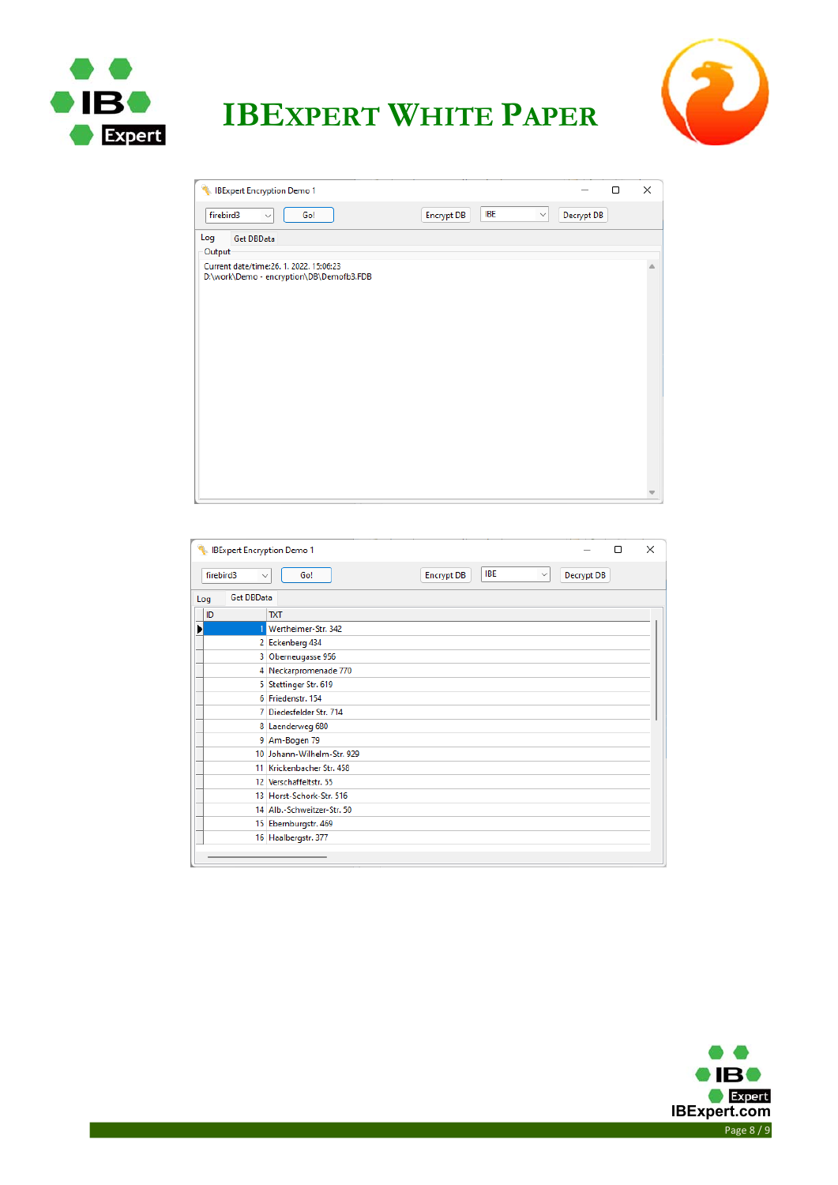IBExpert Encryption Demo 1

firebird3 | Go! | Encrypt DB | IBE | Decrypt DB

Log | Get DBData

Output

Current date/time:26. 1. 2022. 15:06:23
D:\work\Demo - encryption\DB\Demofb3.FDB

IBExpert Encryption Demo 1

firebird3 | Go! | Encrypt DB | IBE | Decrypt DB

Log | Get DBData

| ID | TXT |
|---|---|
| 1 | Wertheimer-Str. 342 |
| 2 | Eckenberg 434 |
| 3 | Oberneugasse 956 |
| 4 | Neckarpromenade 770 |
| 5 | Stettinger Str. 619 |
| 6 | Friedenstr. 154 |
| 7 | Diedesfelder Str. 714 |
| 8 | Laenderweg 680 |
| 9 | Am-Bogen 79 |
| 10 | Johann-Wilhelm-Str. 929 |
| 11 | Krickenbacher Str. 458 |
| 12 | Verschaffeltstr. 55 |
| 13 | Horst-Schork-Str. 516 |
| 14 | Alb.-Schweitzer-Str. 50 |
| 15 | Ebernburgstr. 469 |
| 16 | Haalbergstr. 377 |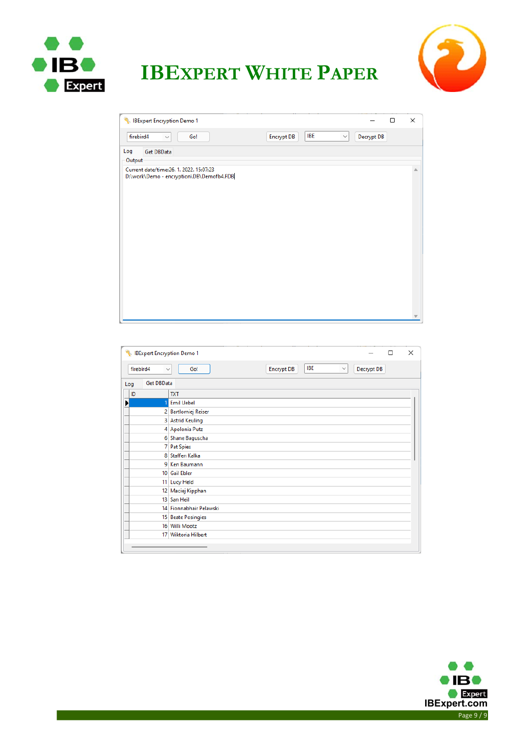IBExpert Encryption Demo 1

firebird4 | Go! | Encrypt DB | IBE | Decrypt DB

Log | Get DBData

Output

Current date/time:26. 1. 2022. 15:07:23
D:\work\Demo - encryption\DB\Demofb4.FDB

IBExpert Encryption Demo 1

firebird4 | Go! | Encrypt DB | IBE | Decrypt DB

Log | Get DBData

| ID | TXT |
|---|---|
| 1 | Emil Uebel |
| 2 | Bartlomiej Reiser |
| 3 | Astrid Keuling |
| 4 | Apolonia Putz |
| 6 | Shane Baguscha |
| 7 | Pat Spies |
| 8 | Steffen Kelka |
| 9 | Ken Baumann |
| 10 | Gail Ebler |
| 11 | Lucy Held |
| 12 | Maciej Kipphan |
| 13 | Sen Heil |
| 14 | Fionnabhair Pelawski |
| 15 | Beate Posingies |
| 16 | Willi Mootz |
| 17 | Wiktoria Hilbert |